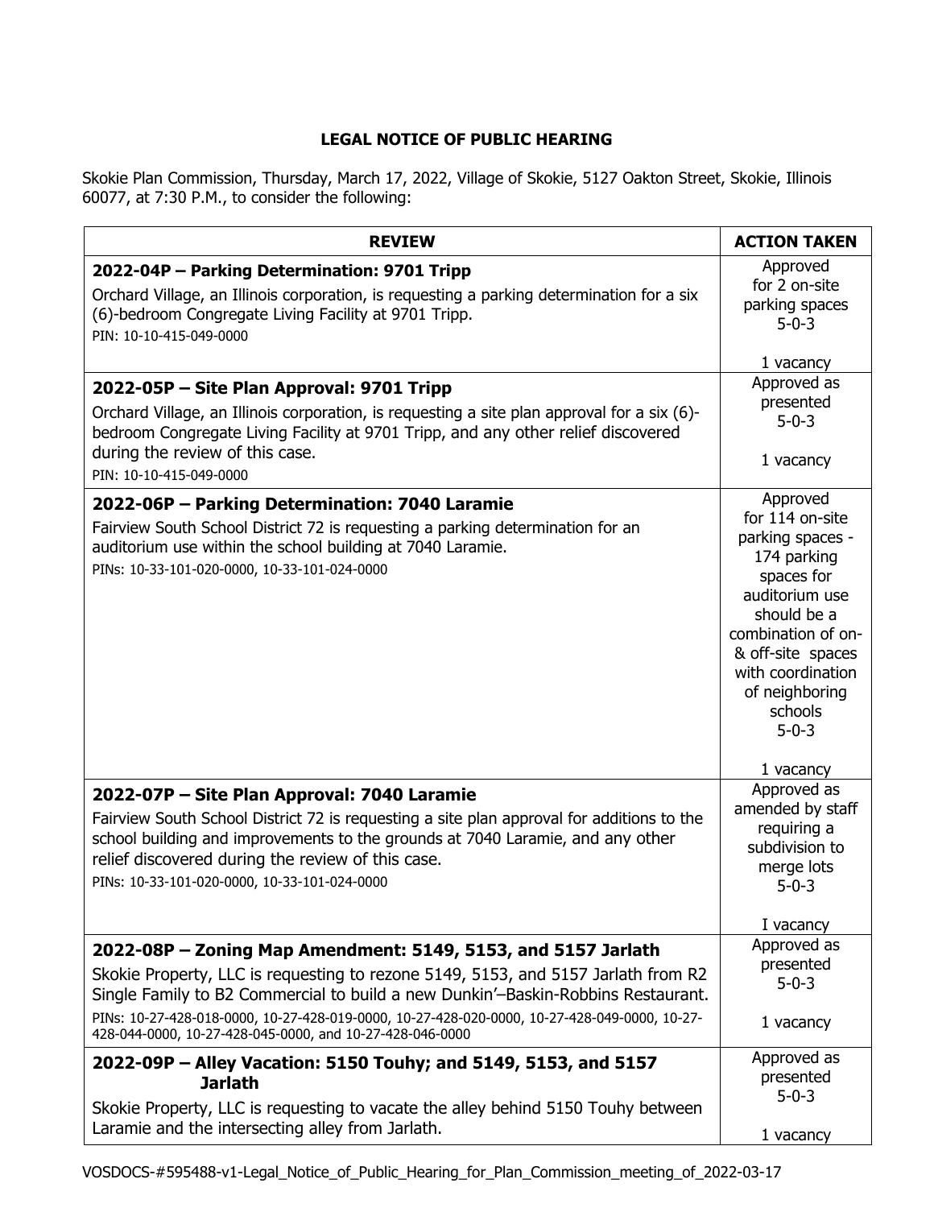**LEGAL NOTICE OF PUBLIC HEARING**

Skokie Plan Commission, Thursday, March 17, 2022, Village of Skokie, 5127 Oakton Street, Skokie, Illinois 60077, at 7:30 P.M., to consider the following:

| REVIEW | ACTION TAKEN |
|---|---|
| **2022-04P – Parking Determination: 9701 Tripp**<br>Orchard Village, an Illinois corporation, is requesting a parking determination for a six (6)-bedroom Congregate Living Facility at 9701 Tripp.<br>PIN: 10-10-415-049-0000 | Approved for 2 on-site parking spaces<br>5-0-3<br><br>1 vacancy |
| **2022-05P – Site Plan Approval: 9701 Tripp**<br>Orchard Village, an Illinois corporation, is requesting a site plan approval for a six (6)-bedroom Congregate Living Facility at 9701 Tripp, and any other relief discovered during the review of this case.<br>PIN: 10-10-415-049-0000 | Approved as presented<br>5-0-3<br><br>1 vacancy |
| **2022-06P – Parking Determination: 7040 Laramie**<br>Fairview South School District 72 is requesting a parking determination for an auditorium use within the school building at 7040 Laramie.<br>PINs: 10-33-101-020-0000, 10-33-101-024-0000 | Approved for 114 on-site parking spaces - 174 parking spaces for auditorium use should be a combination of on- & off-site spaces with coordination of neighboring schools<br>5-0-3<br><br>1 vacancy |
| **2022-07P – Site Plan Approval: 7040 Laramie**<br>Fairview South School District 72 is requesting a site plan approval for additions to the school building and improvements to the grounds at 7040 Laramie, and any other relief discovered during the review of this case.<br>PINs: 10-33-101-020-0000, 10-33-101-024-0000 | Approved as amended by staff requiring a subdivision to merge lots<br>5-0-3<br><br>I vacancy |
| **2022-08P – Zoning Map Amendment: 5149, 5153, and 5157 Jarlath**<br>Skokie Property, LLC is requesting to rezone 5149, 5153, and 5157 Jarlath from R2 Single Family to B2 Commercial to build a new Dunkin'–Baskin-Robbins Restaurant.<br>PINs: 10-27-428-018-0000, 10-27-428-019-0000, 10-27-428-020-0000, 10-27-428-049-0000, 10-27-428-044-0000, 10-27-428-045-0000, and 10-27-428-046-0000 | Approved as presented<br>5-0-3<br><br>1 vacancy |
| **2022-09P – Alley Vacation: 5150 Touhy; and 5149, 5153, and 5157 Jarlath**<br>Skokie Property, LLC is requesting to vacate the alley behind 5150 Touhy between Laramie and the intersecting alley from Jarlath. | Approved as presented<br>5-0-3<br><br>1 vacancy |

VOSDOCS-#595488-v1-Legal_Notice_of_Public_Hearing_for_Plan_Commission_meeting_of_2022-03-17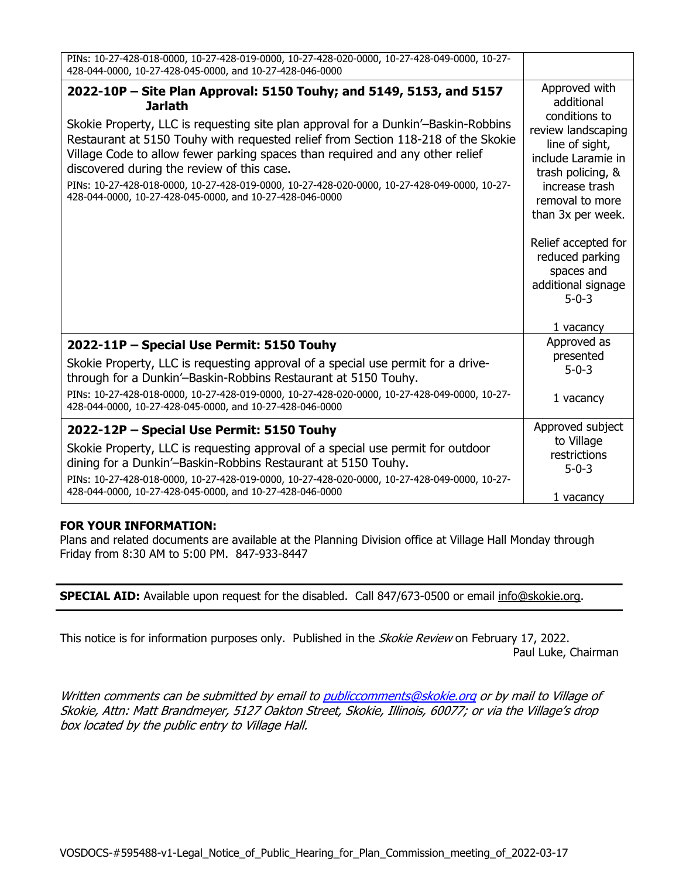| | |
|---|---|
| PINs: 10-27-428-018-0000, 10-27-428-019-0000, 10-27-428-020-0000, 10-27-428-049-0000, 10-27-428-044-0000, 10-27-428-045-0000, and 10-27-428-046-0000 | |
| **2022-10P – Site Plan Approval: 5150 Touhy; and 5149, 5153, and 5157 Jarlath**<br><br>Skokie Property, LLC is requesting site plan approval for a Dunkin'–Baskin-Robbins Restaurant at 5150 Touhy with requested relief from Section 118-218 of the Skokie Village Code to allow fewer parking spaces than required and any other relief discovered during the review of this case.<br><br>PINs: 10-27-428-018-0000, 10-27-428-019-0000, 10-27-428-020-0000, 10-27-428-049-0000, 10-27-428-044-0000, 10-27-428-045-0000, and 10-27-428-046-0000 | Approved with additional conditions to review landscaping line of sight, include Laramie in trash policing, & increase trash removal to more than 3x per week.<br><br>Relief accepted for reduced parking spaces and additional signage<br>5-0-3<br><br>1 vacancy |
| **2022-11P – Special Use Permit: 5150 Touhy**<br><br>Skokie Property, LLC is requesting approval of a special use permit for a drive-through for a Dunkin'–Baskin-Robbins Restaurant at 5150 Touhy.<br><br>PINs: 10-27-428-018-0000, 10-27-428-019-0000, 10-27-428-020-0000, 10-27-428-049-0000, 10-27-428-044-0000, 10-27-428-045-0000, and 10-27-428-046-0000 | Approved as presented<br>5-0-3<br><br>1 vacancy |
| **2022-12P – Special Use Permit: 5150 Touhy**<br><br>Skokie Property, LLC is requesting approval of a special use permit for outdoor dining for a Dunkin'–Baskin-Robbins Restaurant at 5150 Touhy.<br><br>PINs: 10-27-428-018-0000, 10-27-428-019-0000, 10-27-428-020-0000, 10-27-428-049-0000, 10-27-428-044-0000, 10-27-428-045-0000, and 10-27-428-046-0000 | Approved subject to Village restrictions<br>5-0-3<br><br>1 vacancy |

**FOR YOUR INFORMATION:**
Plans and related documents are available at the Planning Division office at Village Hall Monday through Friday from 8:30 AM to 5:00 PM. 847-933-8447

---

**SPECIAL AID:** Available upon request for the disabled. Call 847/673-0500 or email info@skokie.org.

---

This notice is for information purposes only. Published in the *Skokie Review* on February 17, 2022.

Paul Luke, Chairman

*Written comments can be submitted by email to publiccomments@skokie.org or by mail to Village of Skokie, Attn: Matt Brandmeyer, 5127 Oakton Street, Skokie, Illinois, 60077; or via the Village's drop box located by the public entry to Village Hall.*

VOSDOCS-#595488-v1-Legal_Notice_of_Public_Hearing_for_Plan_Commission_meeting_of_2022-03-17